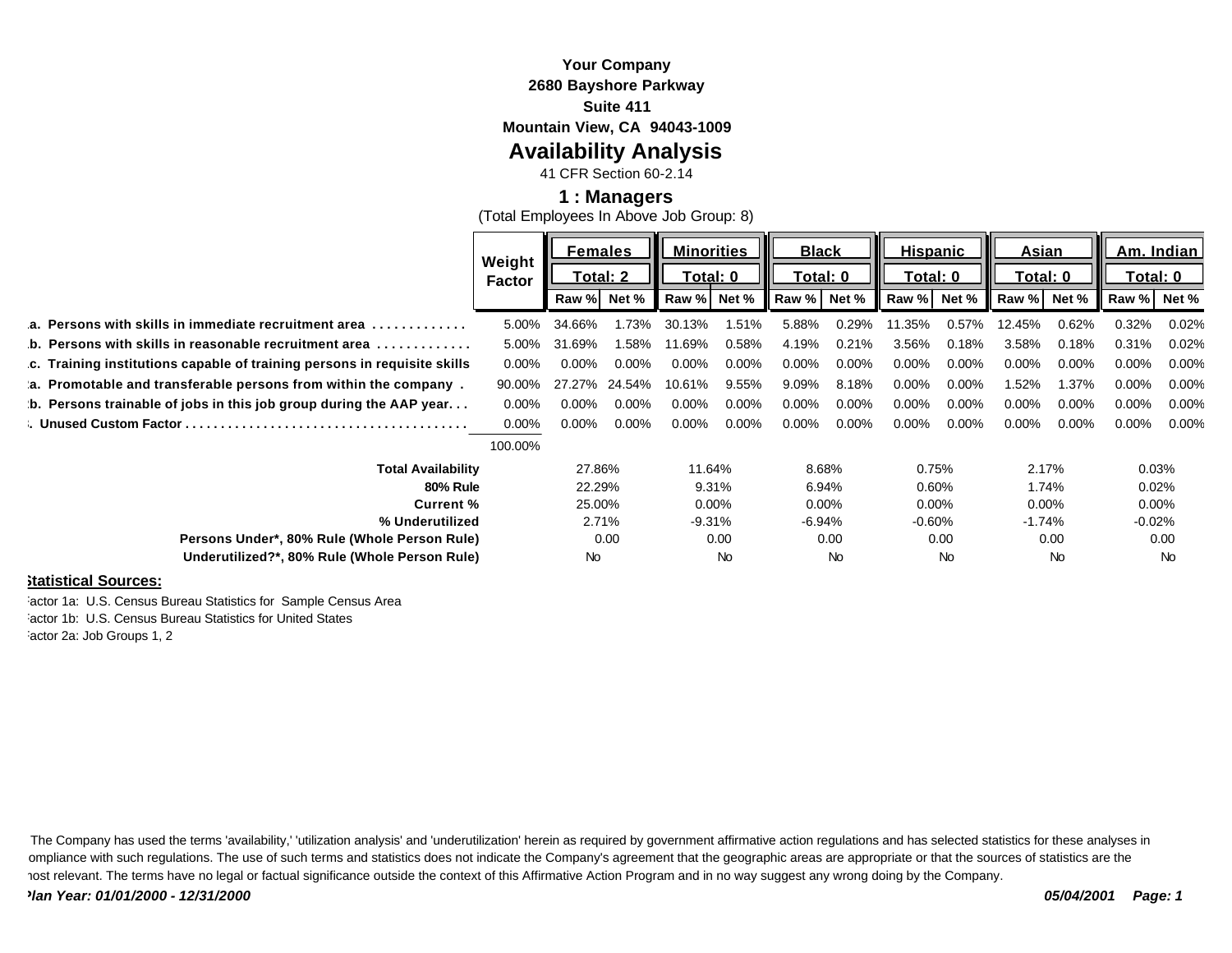**Your Company**
**2680 Bayshore Parkway**
**Suite 411**
**Mountain View, CA 94043-1009**

# Availability Analysis

41 CFR Section 60-2.14

## 1 : Managers

(Total Employees In Above Job Group: 8)

| | Weight Factor | Females | | Minorities | | Black | | Hispanic | | Asian | | Am. Indian | |
|---|---|---|---|---|---|---|---|---|---|---|---|---|---|
| | | Total: 2 | | Total: 0 | | Total: 0 | | Total: 0 | | Total: 0 | | Total: 0 | |
| | | Raw % | Net % | Raw % | Net % | Raw % | Net % | Raw % | Net % | Raw % | Net % | Raw % | Net % |
| **.a. Persons with skills in immediate recruitment area . . . . . . . . . . . . .** | 5.00% | 34.66% | 1.73% | 30.13% | 1.51% | 5.88% | 0.29% | 11.35% | 0.57% | 12.45% | 0.62% | 0.32% | 0.02% |
| **.b. Persons with skills in reasonable recruitment area . . . . . . . . . . . . .** | 5.00% | 31.69% | 1.58% | 11.69% | 0.58% | 4.19% | 0.21% | 3.56% | 0.18% | 3.58% | 0.18% | 0.31% | 0.02% |
| **.c. Training institutions capable of training persons in requisite skills** | 0.00% | 0.00% | 0.00% | 0.00% | 0.00% | 0.00% | 0.00% | 0.00% | 0.00% | 0.00% | 0.00% | 0.00% | 0.00% |
| **:a. Promotable and transferable persons from within the company .** | 90.00% | 27.27% | 24.54% | 10.61% | 9.55% | 9.09% | 8.18% | 0.00% | 0.00% | 1.52% | 1.37% | 0.00% | 0.00% |
| **:b. Persons trainable of jobs in this job group during the AAP year. . .** | 0.00% | 0.00% | 0.00% | 0.00% | 0.00% | 0.00% | 0.00% | 0.00% | 0.00% | 0.00% | 0.00% | 0.00% | 0.00% |
| **:. Unused Custom Factor . . . . . . . . . . . . . . . . . . . . . . . . . . . . . . . . . . . . . . .** | 0.00% | 0.00% | 0.00% | 0.00% | 0.00% | 0.00% | 0.00% | 0.00% | 0.00% | 0.00% | 0.00% | 0.00% | 0.00% |
| | 100.00% | | | | | | | | | | | | |
| **Total Availability** | | 27.86% | | 11.64% | | 8.68% | | 0.75% | | 2.17% | | 0.03% | |
| **80% Rule** | | 22.29% | | 9.31% | | 6.94% | | 0.60% | | 1.74% | | 0.02% | |
| **Current %** | | 25.00% | | 0.00% | | 0.00% | | 0.00% | | 0.00% | | 0.00% | |
| **% Underutilized** | | 2.71% | | -9.31% | | -6.94% | | -0.60% | | -1.74% | | -0.02% | |
| **Persons Under*, 80% Rule (Whole Person Rule)** | | 0.00 | | 0.00 | | 0.00 | | 0.00 | | 0.00 | | 0.00 | |
| **Underutilized?*, 80% Rule (Whole Person Rule)** | | No | | No | | No | | No | | No | | No | |

**:tatistical Sources:**

:actor 1a: U.S. Census Bureau Statistics for Sample Census Area
:actor 1b: U.S. Census Bureau Statistics for United States
:actor 2a: Job Groups 1, 2

The Company has used the terms 'availability,' 'utilization analysis' and 'underutilization' herein as required by government affirmative action regulations and has selected statistics for these analyses in ompliance with such regulations. The use of such terms and statistics does not indicate the Company's agreement that the geographic areas are appropriate or that the sources of statistics are the nost relevant. The terms have no legal or factual significance outside the context of this Affirmative Action Program and in no way suggest any wrong doing by the Company.

***'lan Year: 01/01/2000 - 12/31/2000*** ***05/04/2001***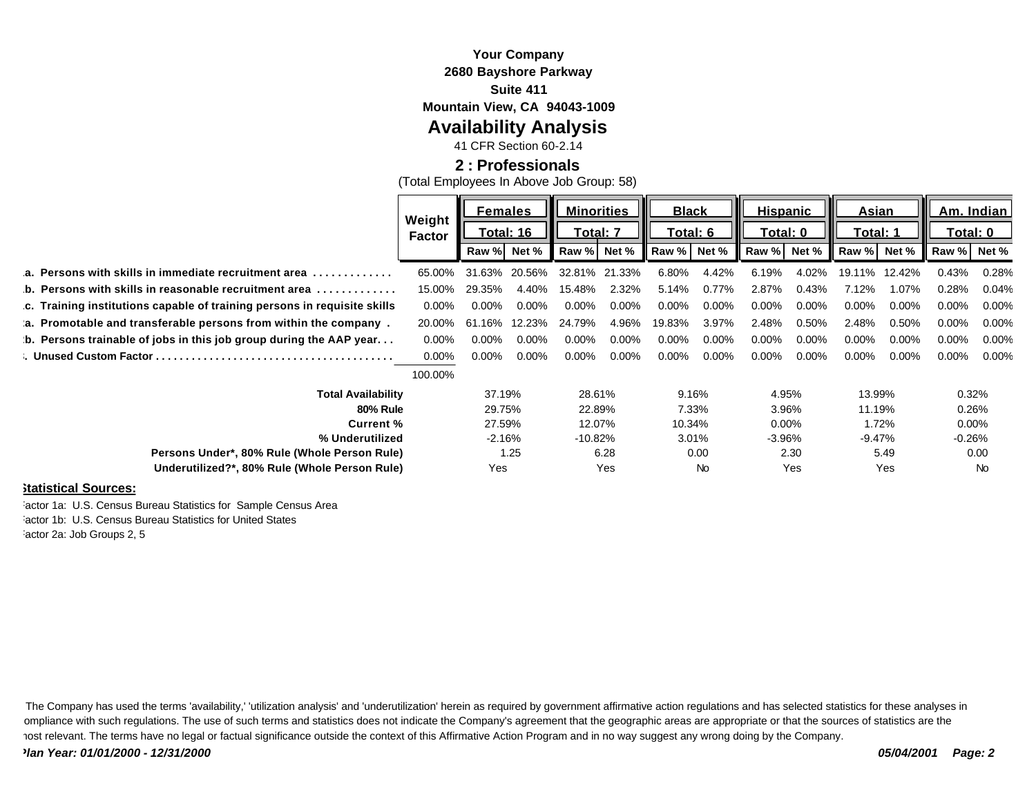**Your Company**
**2680 Bayshore Parkway**
**Suite 411**
**Mountain View, CA 94043-1009**

# Availability Analysis

41 CFR Section 60-2.14

## 2 : Professionals

(Total Employees In Above Job Group: 58)

| | Weight Factor | Females Total: 16 | | Minorities Total: 7 | | Black Total: 6 | | Hispanic Total: 0 | | Asian Total: 1 | | Am. Indian Total: 0 | |
|---|---|---|---|---|---|---|---|---|---|---|---|---|---|
| | | Raw % | Net % | Raw % | Net % | Raw % | Net % | Raw % | Net % | Raw % | Net % | Raw % | Net % |
| 1a. Persons with skills in immediate recruitment area ............ | 65.00% | 31.63% | 20.56% | 32.81% | 21.33% | 6.80% | 4.42% | 6.19% | 4.02% | 19.11% | 12.42% | 0.43% | 0.28% |
| 1b. Persons with skills in reasonable recruitment area ............ | 15.00% | 29.35% | 4.40% | 15.48% | 2.32% | 5.14% | 0.77% | 2.87% | 0.43% | 7.12% | 1.07% | 0.28% | 0.04% |
| 1c. Training institutions capable of training persons in requisite skills | 0.00% | 0.00% | 0.00% | 0.00% | 0.00% | 0.00% | 0.00% | 0.00% | 0.00% | 0.00% | 0.00% | 0.00% | 0.00% |
| 2a. Promotable and transferable persons from within the company . | 20.00% | 61.16% | 12.23% | 24.79% | 4.96% | 19.83% | 3.97% | 2.48% | 0.50% | 2.48% | 0.50% | 0.00% | 0.00% |
| 2b. Persons trainable of jobs in this job group during the AAP year. . . | 0.00% | 0.00% | 0.00% | 0.00% | 0.00% | 0.00% | 0.00% | 0.00% | 0.00% | 0.00% | 0.00% | 0.00% | 0.00% |
| 3. Unused Custom Factor ...................................... | 0.00% | 0.00% | 0.00% | 0.00% | 0.00% | 0.00% | 0.00% | 0.00% | 0.00% | 0.00% | 0.00% | 0.00% | 0.00% |
| | 100.00% | | | | | | | | | | | | |
| **Total Availability** | | 37.19% | | 28.61% | | 9.16% | | 4.95% | | 13.99% | | 0.32% | |
| **80% Rule** | | 29.75% | | 22.89% | | 7.33% | | 3.96% | | 11.19% | | 0.26% | |
| **Current %** | | 27.59% | | 12.07% | | 10.34% | | 0.00% | | 1.72% | | 0.00% | |
| **% Underutilized** | | -2.16% | | -10.82% | | 3.01% | | -3.96% | | -9.47% | | -0.26% | |
| **Persons Under*, 80% Rule (Whole Person Rule)** | | 1.25 | | 6.28 | | 0.00 | | 2.30 | | 5.49 | | 0.00 | |
| **Underutilized?*, 80% Rule (Whole Person Rule)** | | Yes | | Yes | | No | | Yes | | Yes | | No | |

**Statistical Sources:**

Factor 1a: U.S. Census Bureau Statistics for Sample Census Area
Factor 1b: U.S. Census Bureau Statistics for United States
Factor 2a: Job Groups 2, 5

The Company has used the terms 'availability,' 'utilization analysis' and 'underutilization' herein as required by government affirmative action regulations and has selected statistics for these analyses in compliance with such regulations. The use of such terms and statistics does not indicate the Company's agreement that the geographic areas are appropriate or that the sources of statistics are the most relevant. The terms have no legal or factual significance outside the context of this Affirmative Action Program and in no way suggest any wrong doing by the Company.

***Plan Year: 01/01/2000 - 12/31/2000*** ***05/04/2001***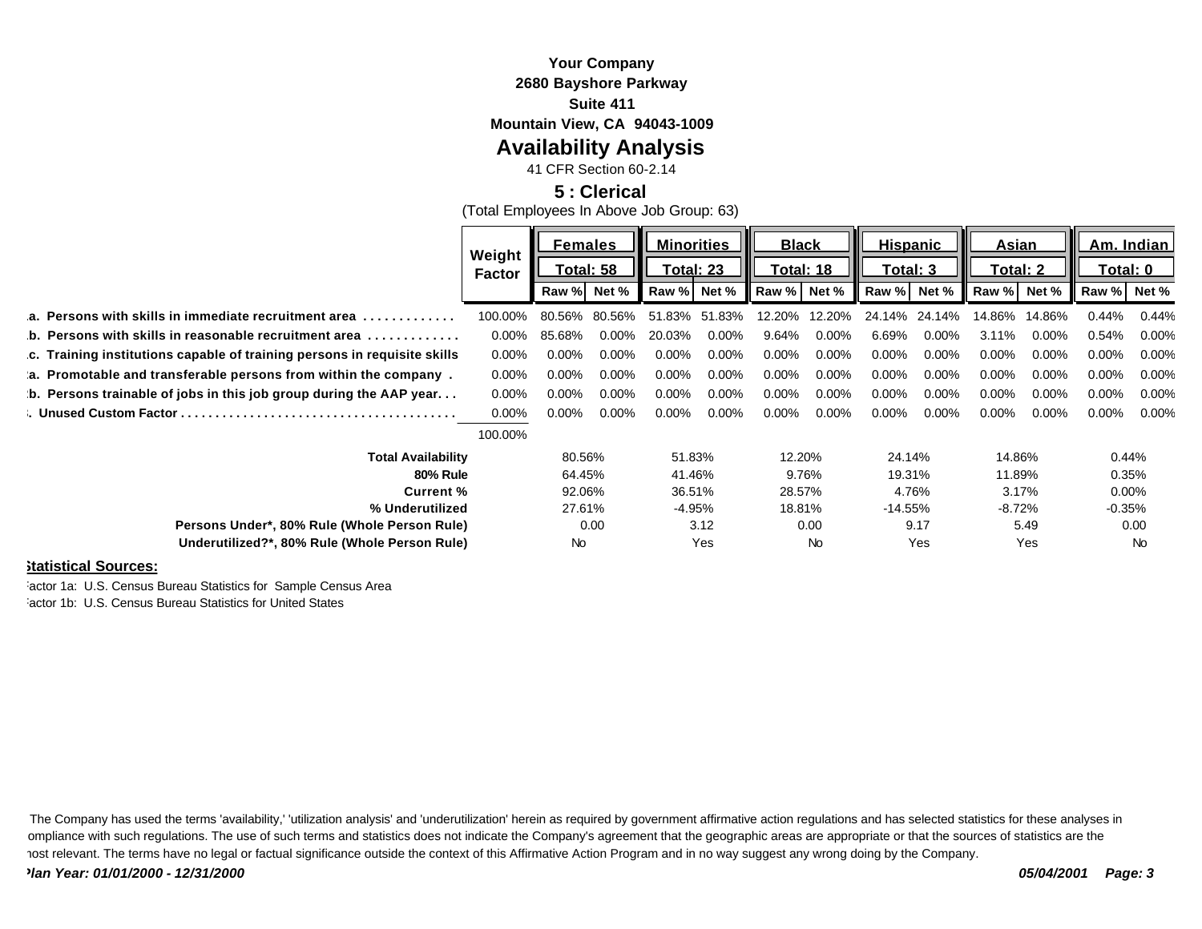**Your Company**
**2680 Bayshore Parkway**
**Suite 411**
**Mountain View, CA 94043-1009**

# Availability Analysis

41 CFR Section 60-2.14

## 5 : Clerical

(Total Employees In Above Job Group: 63)

| | Weight Factor | Females Total: 58 | | Minorities Total: 23 | | Black Total: 18 | | Hispanic Total: 3 | | Asian Total: 2 | | Am. Indian Total: 0 | |
|---|---|---|---|---|---|---|---|---|---|---|---|---|---|
| | | Raw % | Net % | Raw % | Net % | Raw % | Net % | Raw % | Net % | Raw % | Net % | Raw % | Net % |
| 1a. Persons with skills in immediate recruitment area ............ | 100.00% | 80.56% | 80.56% | 51.83% | 51.83% | 12.20% | 12.20% | 24.14% | 24.14% | 14.86% | 14.86% | 0.44% | 0.44% |
| 1b. Persons with skills in reasonable recruitment area ............ | 0.00% | 85.68% | 0.00% | 20.03% | 0.00% | 9.64% | 0.00% | 6.69% | 0.00% | 3.11% | 0.00% | 0.54% | 0.00% |
| 1c. Training institutions capable of training persons in requisite skills | 0.00% | 0.00% | 0.00% | 0.00% | 0.00% | 0.00% | 0.00% | 0.00% | 0.00% | 0.00% | 0.00% | 0.00% | 0.00% |
| 2a. Promotable and transferable persons from within the company . | 0.00% | 0.00% | 0.00% | 0.00% | 0.00% | 0.00% | 0.00% | 0.00% | 0.00% | 0.00% | 0.00% | 0.00% | 0.00% |
| 2b. Persons trainable of jobs in this job group during the AAP year. . . | 0.00% | 0.00% | 0.00% | 0.00% | 0.00% | 0.00% | 0.00% | 0.00% | 0.00% | 0.00% | 0.00% | 0.00% | 0.00% |
| 3. Unused Custom Factor ...................................... | 0.00% | 0.00% | 0.00% | 0.00% | 0.00% | 0.00% | 0.00% | 0.00% | 0.00% | 0.00% | 0.00% | 0.00% | 0.00% |
| | 100.00% | | | | | | | | | | | | |
| **Total Availability** | | 80.56% | | 51.83% | | 12.20% | | 24.14% | | 14.86% | | 0.44% | |
| **80% Rule** | | 64.45% | | 41.46% | | 9.76% | | 19.31% | | 11.89% | | 0.35% | |
| **Current %** | | 92.06% | | 36.51% | | 28.57% | | 4.76% | | 3.17% | | 0.00% | |
| **% Underutilized** | | 27.61% | | -4.95% | | 18.81% | | -14.55% | | -8.72% | | -0.35% | |
| **Persons Under*, 80% Rule (Whole Person Rule)** | | 0.00 | | 3.12 | | 0.00 | | 9.17 | | 5.49 | | 0.00 | |
| **Underutilized?*, 80% Rule (Whole Person Rule)** | | No | | Yes | | No | | Yes | | Yes | | No | |

**Statistical Sources:**

Factor 1a: U.S. Census Bureau Statistics for Sample Census Area

Factor 1b: U.S. Census Bureau Statistics for United States

The Company has used the terms 'availability,' 'utilization analysis' and 'underutilization' herein as required by government affirmative action regulations and has selected statistics for these analyses in compliance with such regulations. The use of such terms and statistics does not indicate the Company's agreement that the geographic areas are appropriate or that the sources of statistics are the most relevant. The terms have no legal or factual significance outside the context of this Affirmative Action Program and in no way suggest any wrong doing by the Company.

***Plan Year: 01/01/2000 - 12/31/2000*** ***05/04/2001***